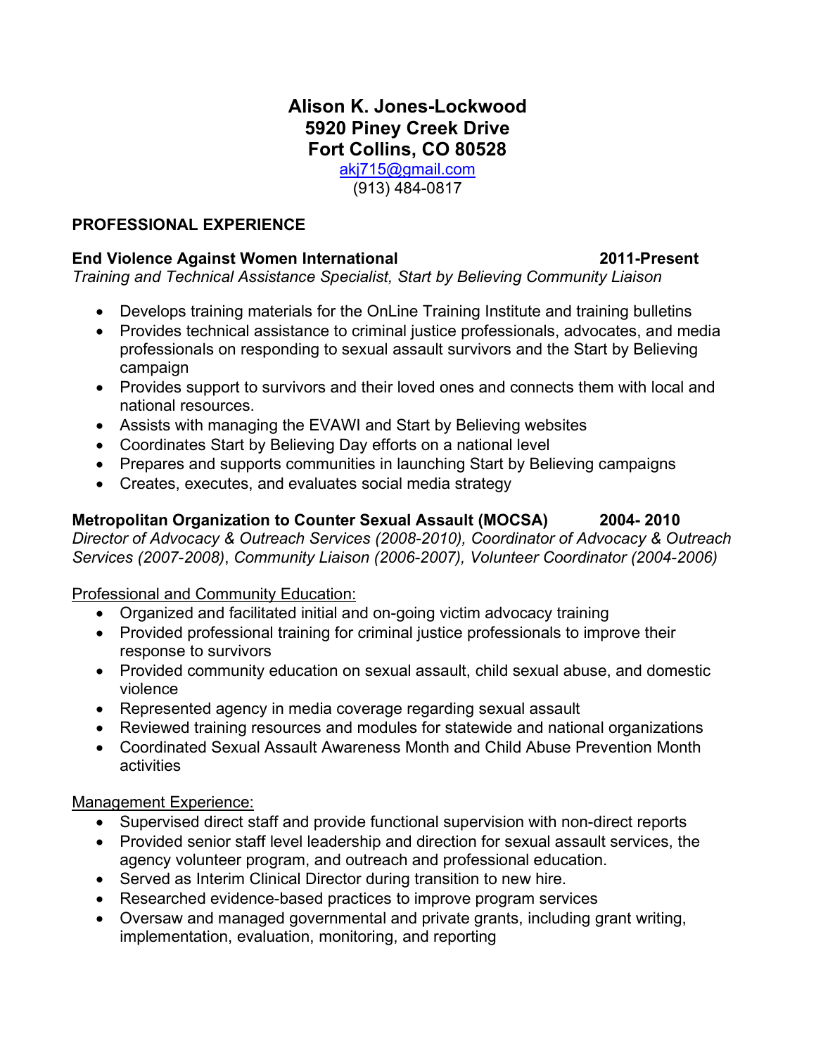# Alison K. Jones-Lockwood
**5920 Piney Creek Drive**
**Fort Collins, CO 80528**
akj715@gmail.com
(913) 484-0817

## PROFESSIONAL EXPERIENCE

**End Violence Against Women International** **2011-Present**
*Training and Technical Assistance Specialist, Start by Believing Community Liaison*

- Develops training materials for the OnLine Training Institute and training bulletins
- Provides technical assistance to criminal justice professionals, advocates, and media professionals on responding to sexual assault survivors and the Start by Believing campaign
- Provides support to survivors and their loved ones and connects them with local and national resources.
- Assists with managing the EVAWI and Start by Believing websites
- Coordinates Start by Believing Day efforts on a national level
- Prepares and supports communities in launching Start by Believing campaigns
- Creates, executes, and evaluates social media strategy

**Metropolitan Organization to Counter Sexual Assault (MOCSA)** **2004- 2010**
*Director of Advocacy & Outreach Services (2008-2010), Coordinator of Advocacy & Outreach Services (2007-2008)*, *Community Liaison (2006-2007), Volunteer Coordinator (2004-2006)*

Professional and Community Education:

- Organized and facilitated initial and on-going victim advocacy training
- Provided professional training for criminal justice professionals to improve their response to survivors
- Provided community education on sexual assault, child sexual abuse, and domestic violence
- Represented agency in media coverage regarding sexual assault
- Reviewed training resources and modules for statewide and national organizations
- Coordinated Sexual Assault Awareness Month and Child Abuse Prevention Month activities

Management Experience:

- Supervised direct staff and provide functional supervision with non-direct reports
- Provided senior staff level leadership and direction for sexual assault services, the agency volunteer program, and outreach and professional education.
- Served as Interim Clinical Director during transition to new hire.
- Researched evidence-based practices to improve program services
- Oversaw and managed governmental and private grants, including grant writing, implementation, evaluation, monitoring, and reporting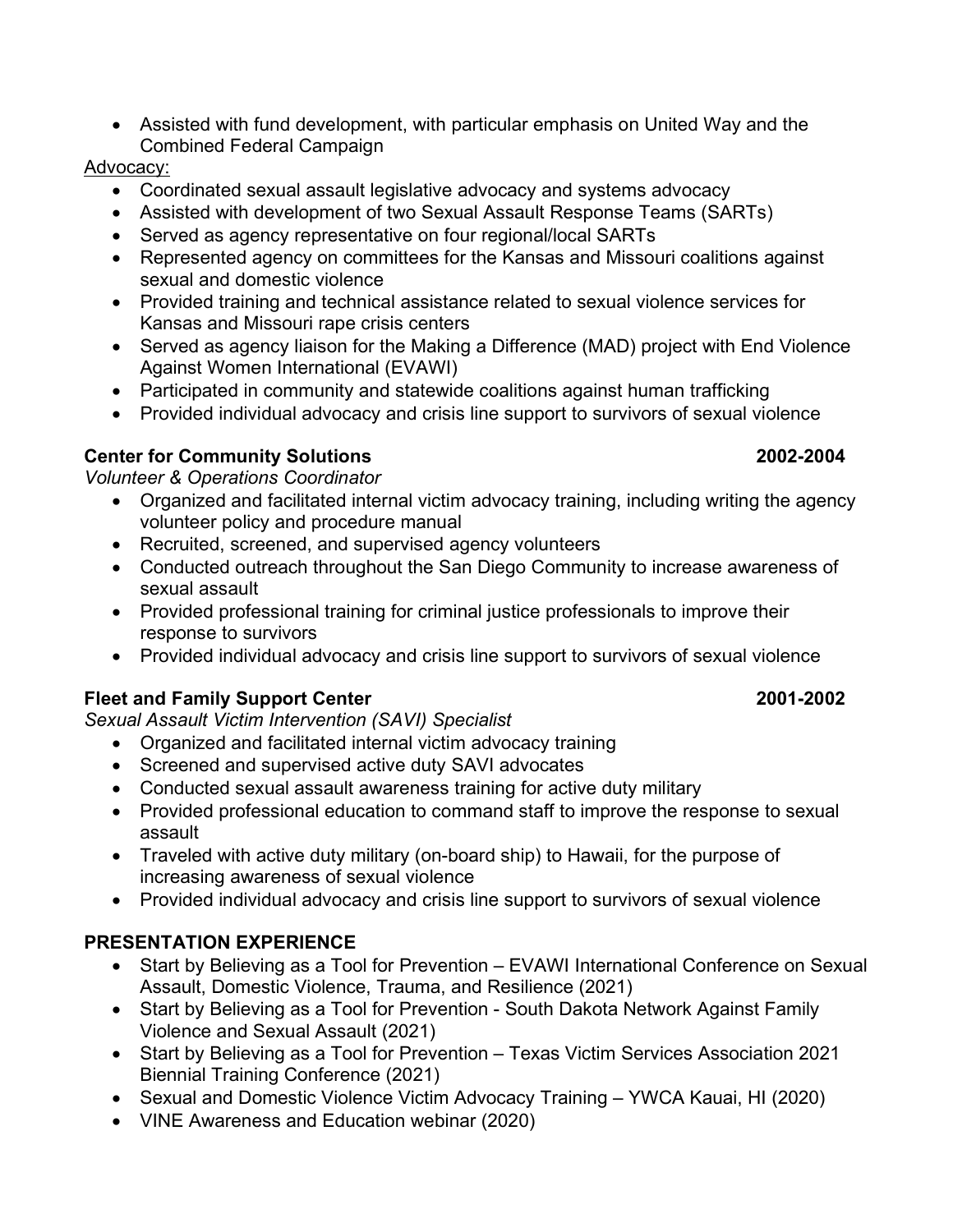- Assisted with fund development, with particular emphasis on United Way and the Combined Federal Campaign

Advocacy:

- Coordinated sexual assault legislative advocacy and systems advocacy
- Assisted with development of two Sexual Assault Response Teams (SARTs)
- Served as agency representative on four regional/local SARTs
- Represented agency on committees for the Kansas and Missouri coalitions against sexual and domestic violence
- Provided training and technical assistance related to sexual violence services for Kansas and Missouri rape crisis centers
- Served as agency liaison for the Making a Difference (MAD) project with End Violence Against Women International (EVAWI)
- Participated in community and statewide coalitions against human trafficking
- Provided individual advocacy and crisis line support to survivors of sexual violence

**Center for Community Solutions** **2002-2004**

*Volunteer & Operations Coordinator*

- Organized and facilitated internal victim advocacy training, including writing the agency volunteer policy and procedure manual
- Recruited, screened, and supervised agency volunteers
- Conducted outreach throughout the San Diego Community to increase awareness of sexual assault
- Provided professional training for criminal justice professionals to improve their response to survivors
- Provided individual advocacy and crisis line support to survivors of sexual violence

**Fleet and Family Support Center** **2001-2002**

*Sexual Assault Victim Intervention (SAVI) Specialist*

- Organized and facilitated internal victim advocacy training
- Screened and supervised active duty SAVI advocates
- Conducted sexual assault awareness training for active duty military
- Provided professional education to command staff to improve the response to sexual assault
- Traveled with active duty military (on-board ship) to Hawaii, for the purpose of increasing awareness of sexual violence
- Provided individual advocacy and crisis line support to survivors of sexual violence

## PRESENTATION EXPERIENCE

- Start by Believing as a Tool for Prevention – EVAWI International Conference on Sexual Assault, Domestic Violence, Trauma, and Resilience (2021)
- Start by Believing as a Tool for Prevention - South Dakota Network Against Family Violence and Sexual Assault (2021)
- Start by Believing as a Tool for Prevention – Texas Victim Services Association 2021 Biennial Training Conference (2021)
- Sexual and Domestic Violence Victim Advocacy Training – YWCA Kauai, HI (2020)
- VINE Awareness and Education webinar (2020)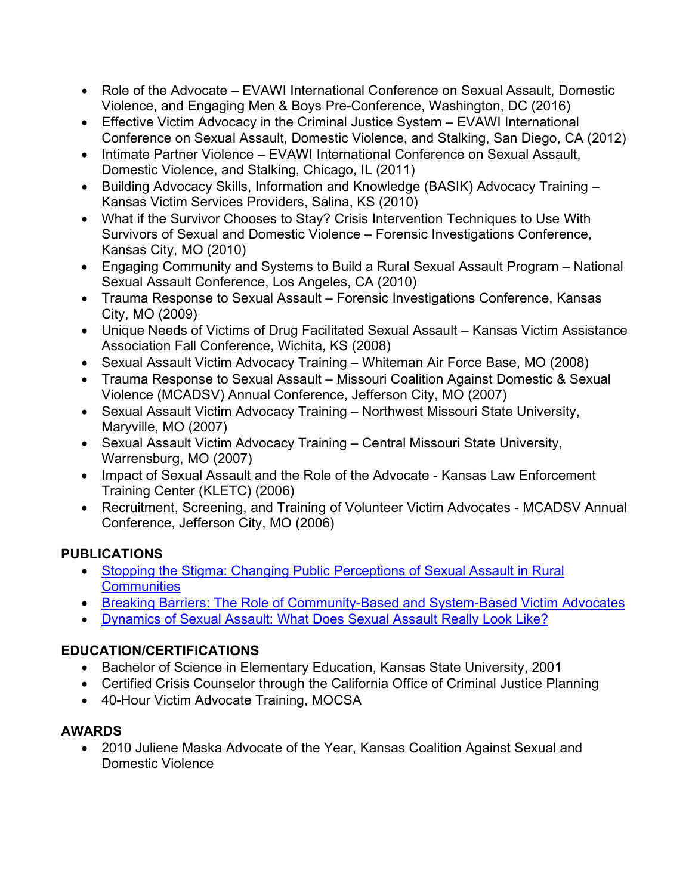- Role of the Advocate – EVAWI International Conference on Sexual Assault, Domestic Violence, and Engaging Men & Boys Pre-Conference, Washington, DC (2016)
- Effective Victim Advocacy in the Criminal Justice System – EVAWI International Conference on Sexual Assault, Domestic Violence, and Stalking, San Diego, CA (2012)
- Intimate Partner Violence – EVAWI International Conference on Sexual Assault, Domestic Violence, and Stalking, Chicago, IL (2011)
- Building Advocacy Skills, Information and Knowledge (BASIK) Advocacy Training – Kansas Victim Services Providers, Salina, KS (2010)
- What if the Survivor Chooses to Stay? Crisis Intervention Techniques to Use With Survivors of Sexual and Domestic Violence – Forensic Investigations Conference, Kansas City, MO (2010)
- Engaging Community and Systems to Build a Rural Sexual Assault Program – National Sexual Assault Conference, Los Angeles, CA (2010)
- Trauma Response to Sexual Assault – Forensic Investigations Conference, Kansas City, MO (2009)
- Unique Needs of Victims of Drug Facilitated Sexual Assault – Kansas Victim Assistance Association Fall Conference, Wichita, KS (2008)
- Sexual Assault Victim Advocacy Training – Whiteman Air Force Base, MO (2008)
- Trauma Response to Sexual Assault – Missouri Coalition Against Domestic & Sexual Violence (MCADSV) Annual Conference, Jefferson City, MO (2007)
- Sexual Assault Victim Advocacy Training – Northwest Missouri State University, Maryville, MO (2007)
- Sexual Assault Victim Advocacy Training – Central Missouri State University, Warrensburg, MO (2007)
- Impact of Sexual Assault and the Role of the Advocate - Kansas Law Enforcement Training Center (KLETC) (2006)
- Recruitment, Screening, and Training of Volunteer Victim Advocates - MCADSV Annual Conference, Jefferson City, MO (2006)

**PUBLICATIONS**

- Stopping the Stigma: Changing Public Perceptions of Sexual Assault in Rural Communities
- Breaking Barriers: The Role of Community-Based and System-Based Victim Advocates
- Dynamics of Sexual Assault: What Does Sexual Assault Really Look Like?

**EDUCATION/CERTIFICATIONS**

- Bachelor of Science in Elementary Education, Kansas State University, 2001
- Certified Crisis Counselor through the California Office of Criminal Justice Planning
- 40-Hour Victim Advocate Training, MOCSA

**AWARDS**

- 2010 Juliene Maska Advocate of the Year, Kansas Coalition Against Sexual and Domestic Violence